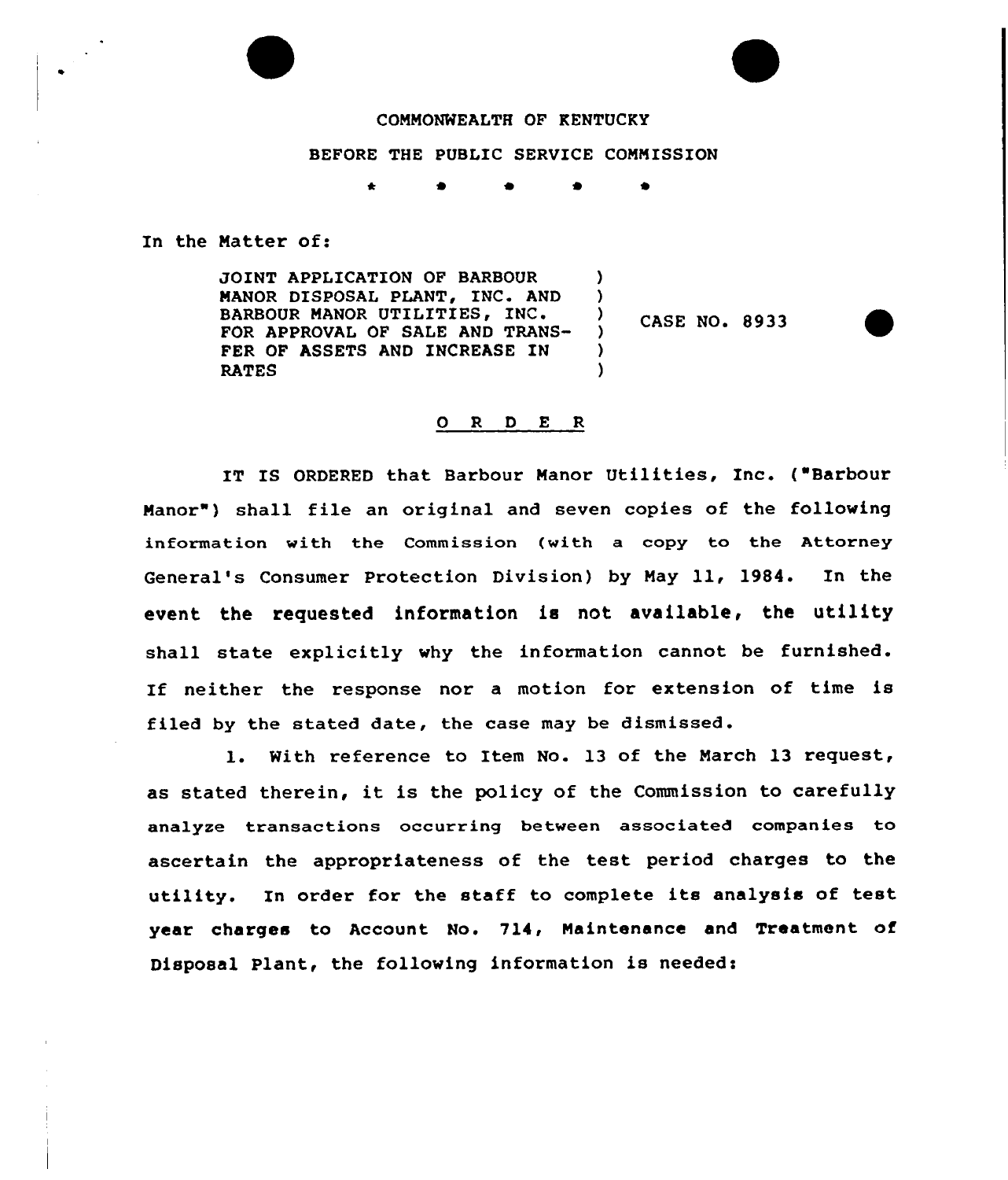COMMONWEALTH OF KENTUCKY

BEFORE THE PUBLIC SERVICE COMMISSION

\* \* \* \* \*

In the Matter of:

| | | |
|---|---|---|
| JOINT APPLICATION OF BARBOUR MANOR DISPOSAL PLANT, INC. AND BARBOUR MANOR UTILITIES, INC. FOR APPROVAL OF SALE AND TRANSFER OF ASSETS AND INCREASE IN RATES | ) | CASE NO. 8933 |

## O R D E R

IT IS ORDERED that Barbour Manor Utilities, Inc. ("Barbour Manor") shall file an original and seven copies of the following information with the Commission (with a copy to the Attorney General's Consumer Protection Division) by May 11, 1984. In the event the requested information is not available, the utility shall state explicitly why the information cannot be furnished. If neither the response nor a motion for extension of time is filed by the stated date, the case may be dismissed.

1. With reference to Item No. 13 of the March 13 request, as stated therein, it is the policy of the Commission to carefully analyze transactions occurring between associated companies to ascertain the appropriateness of the test period charges to the utility. In order for the staff to complete its analysis of test year charges to Account No. 714, Maintenance and Treatment of Disposal Plant, the following information is needed: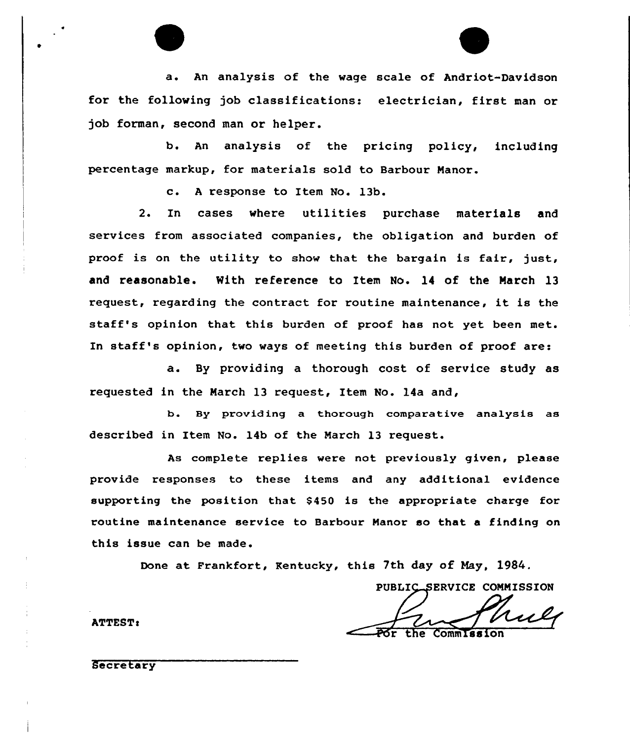a. An analysis of the wage scale of Andriot-Davidson for the following job classifications: electrician, first man or job forman, second man or helper.

b. An analysis of the pricing policy, including percentage markup, for materials sold to Barbour Manor.

c. A response to Item No. 13b.

2. In cases where utilities purchase materials and services from associated companies, the obligation and burden of proof is on the utility to show that the bargain is fair, just, and reasonable. With reference to Item No. 14 of the March 13 request, regarding the contract for routine maintenance, it is the staff's opinion that this burden of proof has not yet been met. In staff's opinion, two ways of meeting this burden of proof are:

a. By providing a thorough cost of service study as requested in the March 13 request, Item No. 14a and,

b. By providing a thorough comparative analysis as described in Item No. 14b of the March 13 request.

As complete replies were not previously given, please provide responses to these items and any additional evidence supporting the position that $450 is the appropriate charge for routine maintenance service to Barbour Manor so that a finding on this issue can be made.

Done at Frankfort, Kentucky, this 7th day of May, 1984.

PUBLIC SERVICE COMMISSION

For the Commission

ATTEST:

Secretary